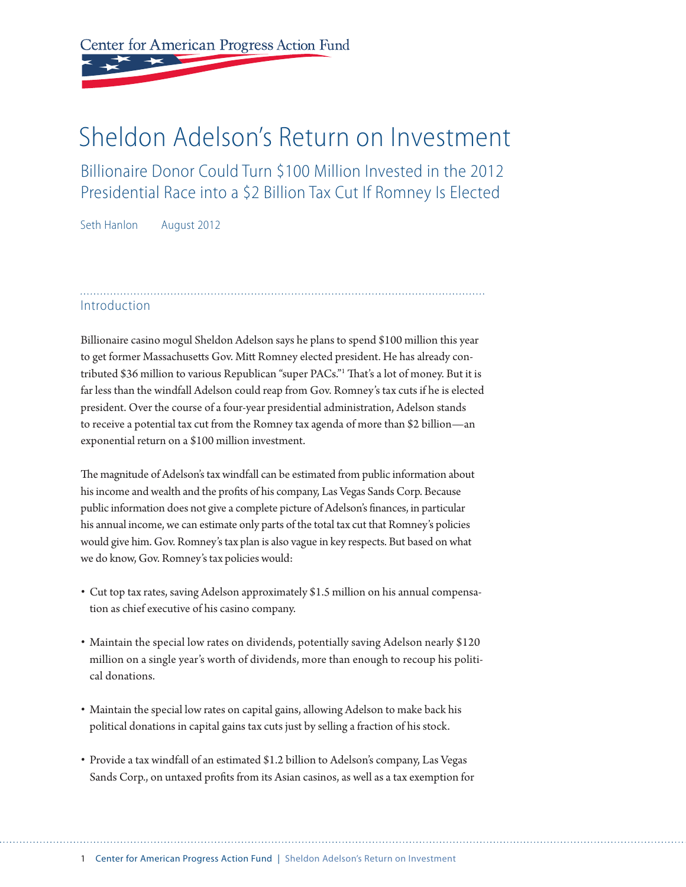Center for American Progress Action Fund

# Sheldon Adelson's Return on Investment

## Billionaire Donor Could Turn $100 Million Invested in the 2012 Presidential Race into a $2 Billion Tax Cut If Romney Is Elected

Seth Hanlon August 2012

### Introduction

Billionaire casino mogul Sheldon Adelson says he plans to spend $100 million this year to get former Massachusetts Gov. Mitt Romney elected president. He has already contributed $36 million to various Republican "super PACs."[1] That's a lot of money. But it is far less than the windfall Adelson could reap from Gov. Romney's tax cuts if he is elected president. Over the course of a four-year presidential administration, Adelson stands to receive a potential tax cut from the Romney tax agenda of more than $2 billion—an exponential return on a $100 million investment.

The magnitude of Adelson's tax windfall can be estimated from public information about his income and wealth and the profits of his company, Las Vegas Sands Corp. Because public information does not give a complete picture of Adelson's finances, in particular his annual income, we can estimate only parts of the total tax cut that Romney's policies would give him. Gov. Romney's tax plan is also vague in key respects. But based on what we do know, Gov. Romney's tax policies would:

- Cut top tax rates, saving Adelson approximately $1.5 million on his annual compensation as chief executive of his casino company.
- Maintain the special low rates on dividends, potentially saving Adelson nearly $120 million on a single year's worth of dividends, more than enough to recoup his political donations.
- Maintain the special low rates on capital gains, allowing Adelson to make back his political donations in capital gains tax cuts just by selling a fraction of his stock.
- Provide a tax windfall of an estimated $1.2 billion to Adelson's company, Las Vegas Sands Corp., on untaxed profits from its Asian casinos, as well as a tax exemption for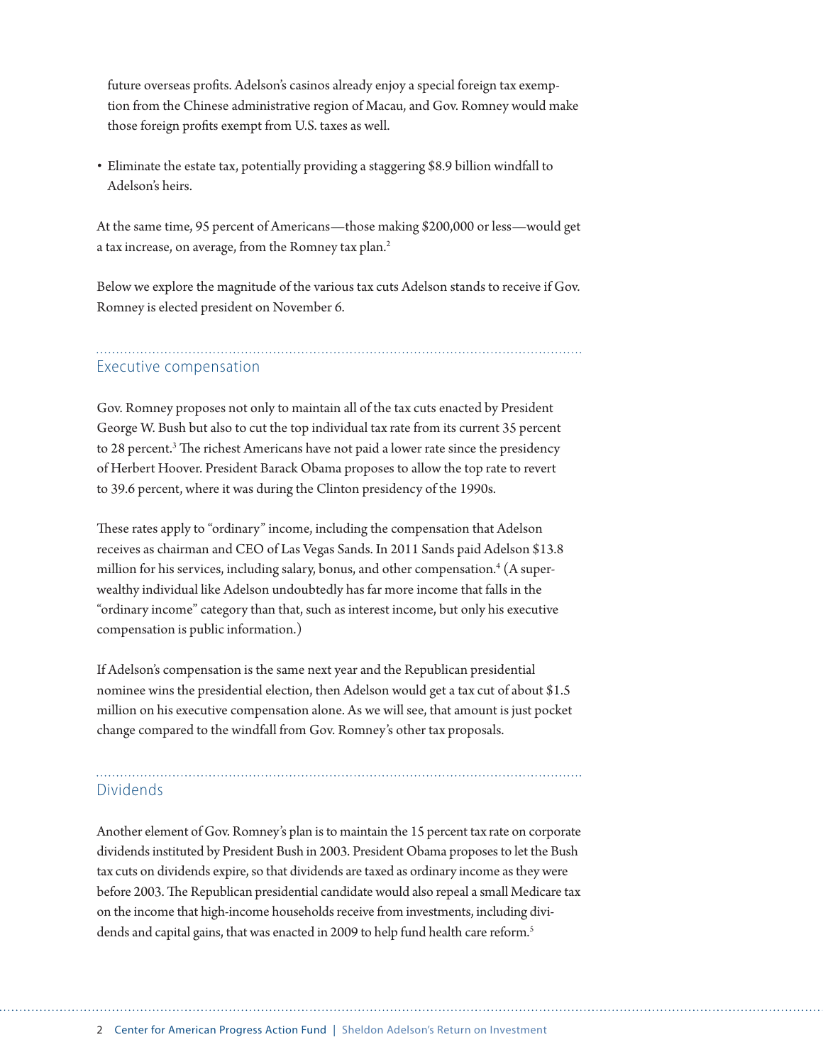future overseas profits. Adelson's casinos already enjoy a special foreign tax exemption from the Chinese administrative region of Macau, and Gov. Romney would make those foreign profits exempt from U.S. taxes as well.

- Eliminate the estate tax, potentially providing a staggering $8.9 billion windfall to Adelson's heirs.

At the same time, 95 percent of Americans—those making $200,000 or less—would get a tax increase, on average, from the Romney tax plan.[2]

Below we explore the magnitude of the various tax cuts Adelson stands to receive if Gov. Romney is elected president on November 6.

## Executive compensation

Gov. Romney proposes not only to maintain all of the tax cuts enacted by President George W. Bush but also to cut the top individual tax rate from its current 35 percent to 28 percent.[3] The richest Americans have not paid a lower rate since the presidency of Herbert Hoover. President Barack Obama proposes to allow the top rate to revert to 39.6 percent, where it was during the Clinton presidency of the 1990s.

These rates apply to "ordinary" income, including the compensation that Adelson receives as chairman and CEO of Las Vegas Sands. In 2011 Sands paid Adelson $13.8 million for his services, including salary, bonus, and other compensation.[4] (A super-wealthy individual like Adelson undoubtedly has far more income that falls in the "ordinary income" category than that, such as interest income, but only his executive compensation is public information.)

If Adelson's compensation is the same next year and the Republican presidential nominee wins the presidential election, then Adelson would get a tax cut of about $1.5 million on his executive compensation alone. As we will see, that amount is just pocket change compared to the windfall from Gov. Romney's other tax proposals.

## Dividends

Another element of Gov. Romney's plan is to maintain the 15 percent tax rate on corporate dividends instituted by President Bush in 2003. President Obama proposes to let the Bush tax cuts on dividends expire, so that dividends are taxed as ordinary income as they were before 2003. The Republican presidential candidate would also repeal a small Medicare tax on the income that high-income households receive from investments, including dividends and capital gains, that was enacted in 2009 to help fund health care reform.[5]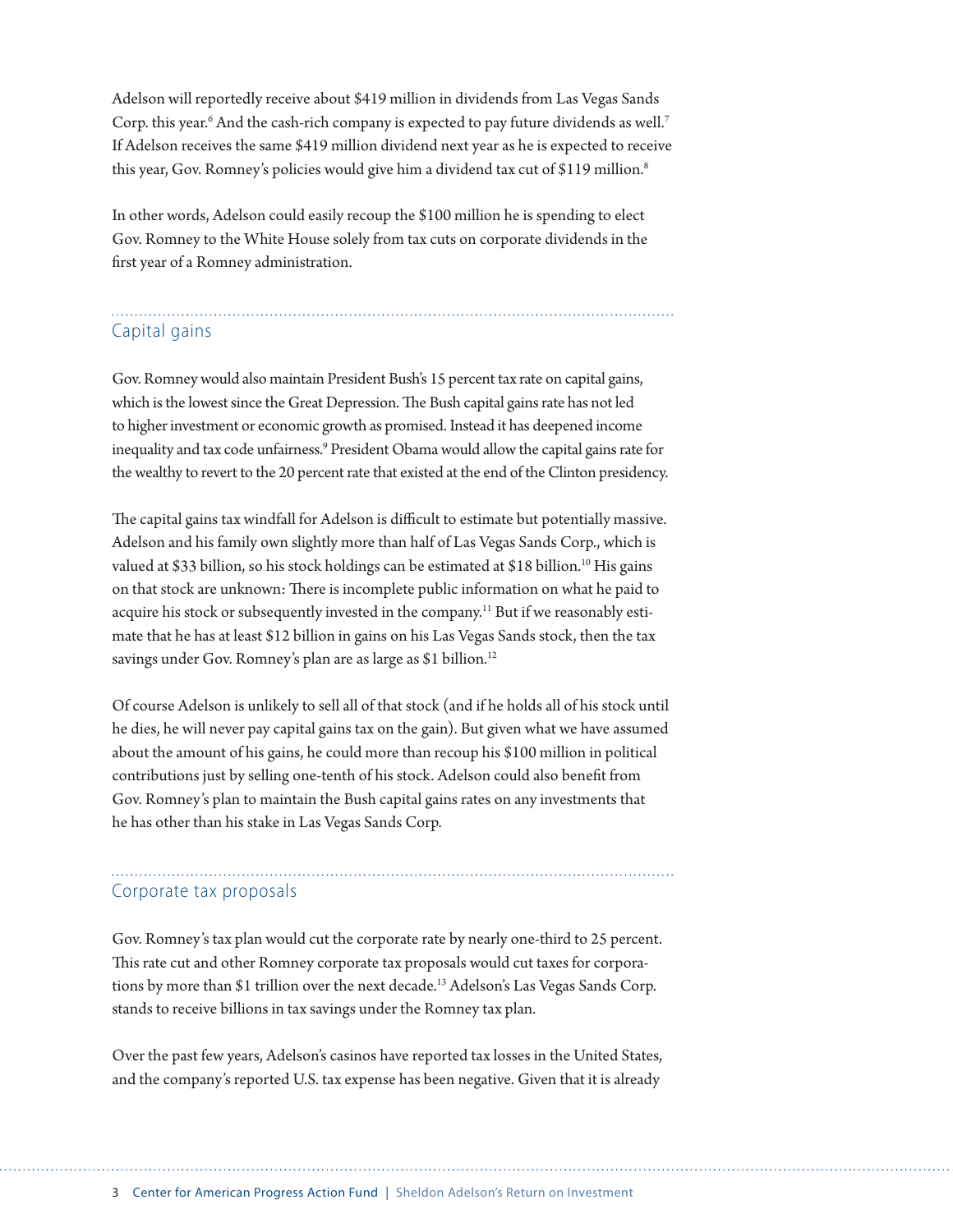Adelson will reportedly receive about $419 million in dividends from Las Vegas Sands Corp. this year.[6] And the cash-rich company is expected to pay future dividends as well.[7] If Adelson receives the same $419 million dividend next year as he is expected to receive this year, Gov. Romney's policies would give him a dividend tax cut of $119 million.[8]

In other words, Adelson could easily recoup the $100 million he is spending to elect Gov. Romney to the White House solely from tax cuts on corporate dividends in the first year of a Romney administration.

## Capital gains

Gov. Romney would also maintain President Bush's 15 percent tax rate on capital gains, which is the lowest since the Great Depression. The Bush capital gains rate has not led to higher investment or economic growth as promised. Instead it has deepened income inequality and tax code unfairness.[9] President Obama would allow the capital gains rate for the wealthy to revert to the 20 percent rate that existed at the end of the Clinton presidency.

The capital gains tax windfall for Adelson is difficult to estimate but potentially massive. Adelson and his family own slightly more than half of Las Vegas Sands Corp., which is valued at $33 billion, so his stock holdings can be estimated at $18 billion.[10] His gains on that stock are unknown: There is incomplete public information on what he paid to acquire his stock or subsequently invested in the company.[11] But if we reasonably estimate that he has at least $12 billion in gains on his Las Vegas Sands stock, then the tax savings under Gov. Romney's plan are as large as $1 billion.[12]

Of course Adelson is unlikely to sell all of that stock (and if he holds all of his stock until he dies, he will never pay capital gains tax on the gain). But given what we have assumed about the amount of his gains, he could more than recoup his $100 million in political contributions just by selling one-tenth of his stock. Adelson could also benefit from Gov. Romney's plan to maintain the Bush capital gains rates on any investments that he has other than his stake in Las Vegas Sands Corp.

## Corporate tax proposals

Gov. Romney's tax plan would cut the corporate rate by nearly one-third to 25 percent. This rate cut and other Romney corporate tax proposals would cut taxes for corporations by more than $1 trillion over the next decade.[13] Adelson's Las Vegas Sands Corp. stands to receive billions in tax savings under the Romney tax plan.

Over the past few years, Adelson's casinos have reported tax losses in the United States, and the company's reported U.S. tax expense has been negative. Given that it is already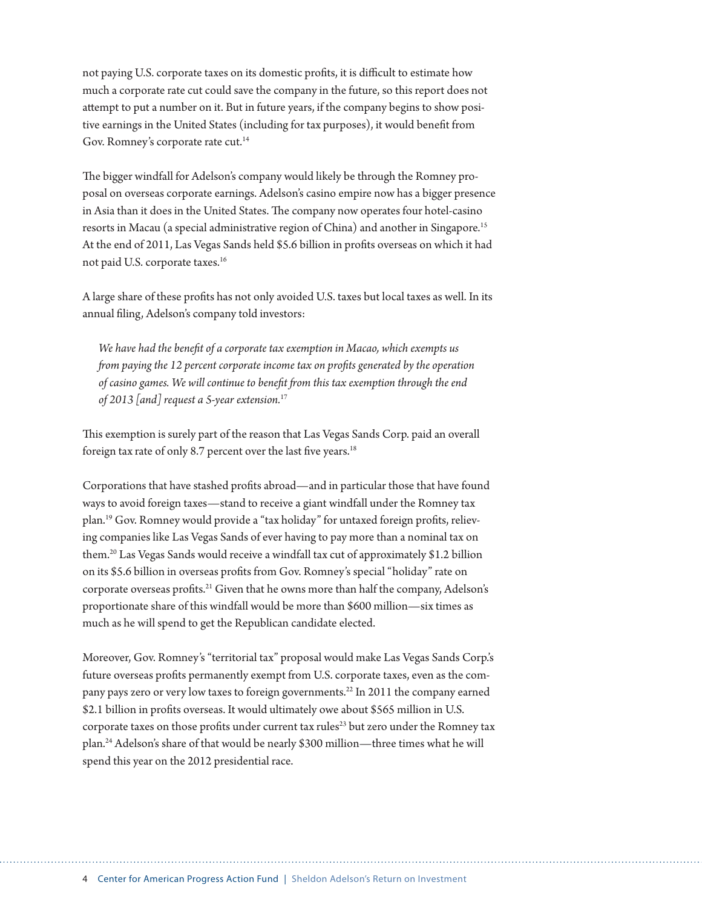not paying U.S. corporate taxes on its domestic profits, it is difficult to estimate how much a corporate rate cut could save the company in the future, so this report does not attempt to put a number on it. But in future years, if the company begins to show positive earnings in the United States (including for tax purposes), it would benefit from Gov. Romney's corporate rate cut.[14]

The bigger windfall for Adelson's company would likely be through the Romney proposal on overseas corporate earnings. Adelson's casino empire now has a bigger presence in Asia than it does in the United States. The company now operates four hotel-casino resorts in Macau (a special administrative region of China) and another in Singapore.[15] At the end of 2011, Las Vegas Sands held $5.6 billion in profits overseas on which it had not paid U.S. corporate taxes.[16]

A large share of these profits has not only avoided U.S. taxes but local taxes as well. In its annual filing, Adelson's company told investors:

> *We have had the benefit of a corporate tax exemption in Macao, which exempts us from paying the 12 percent corporate income tax on profits generated by the operation of casino games. We will continue to benefit from this tax exemption through the end of 2013 [and] request a 5-year extension.*[17]

This exemption is surely part of the reason that Las Vegas Sands Corp. paid an overall foreign tax rate of only 8.7 percent over the last five years.[18]

Corporations that have stashed profits abroad—and in particular those that have found ways to avoid foreign taxes—stand to receive a giant windfall under the Romney tax plan.[19] Gov. Romney would provide a "tax holiday" for untaxed foreign profits, relieving companies like Las Vegas Sands of ever having to pay more than a nominal tax on them.[20] Las Vegas Sands would receive a windfall tax cut of approximately $1.2 billion on its $5.6 billion in overseas profits from Gov. Romney's special "holiday" rate on corporate overseas profits.[21] Given that he owns more than half the company, Adelson's proportionate share of this windfall would be more than $600 million—six times as much as he will spend to get the Republican candidate elected.

Moreover, Gov. Romney's "territorial tax" proposal would make Las Vegas Sands Corp.'s future overseas profits permanently exempt from U.S. corporate taxes, even as the company pays zero or very low taxes to foreign governments.[22] In 2011 the company earned $2.1 billion in profits overseas. It would ultimately owe about $565 million in U.S. corporate taxes on those profits under current tax rules[23] but zero under the Romney tax plan.[24] Adelson's share of that would be nearly $300 million—three times what he will spend this year on the 2012 presidential race.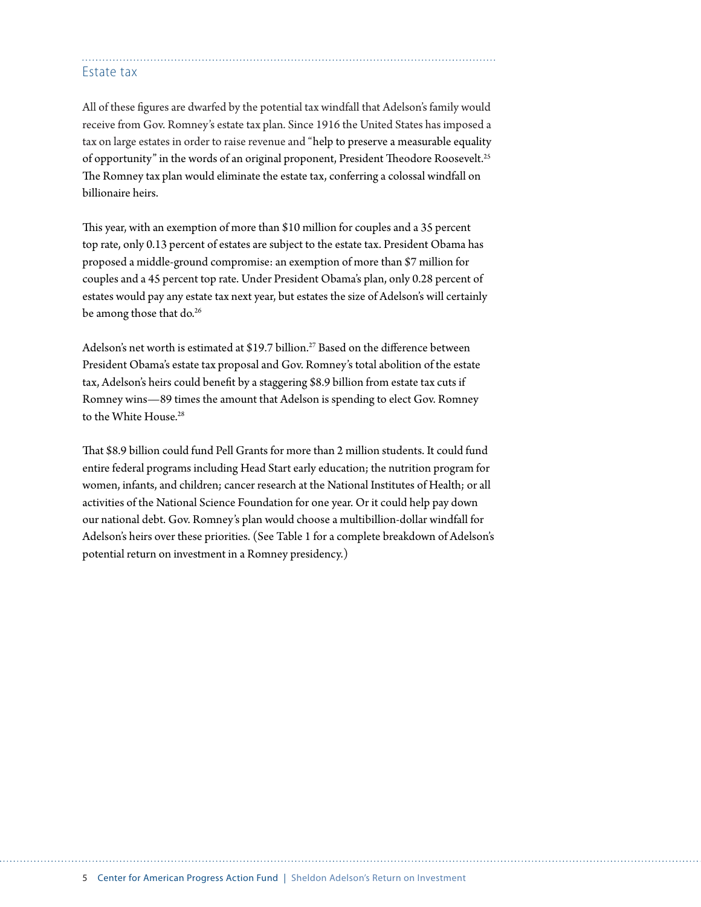## Estate tax

All of these figures are dwarfed by the potential tax windfall that Adelson's family would receive from Gov. Romney's estate tax plan. Since 1916 the United States has imposed a tax on large estates in order to raise revenue and "help to preserve a measurable equality of opportunity" in the words of an original proponent, President Theodore Roosevelt.[25] The Romney tax plan would eliminate the estate tax, conferring a colossal windfall on billionaire heirs.

This year, with an exemption of more than $10 million for couples and a 35 percent top rate, only 0.13 percent of estates are subject to the estate tax. President Obama has proposed a middle-ground compromise: an exemption of more than $7 million for couples and a 45 percent top rate. Under President Obama's plan, only 0.28 percent of estates would pay any estate tax next year, but estates the size of Adelson's will certainly be among those that do.[26]

Adelson's net worth is estimated at $19.7 billion.[27] Based on the difference between President Obama's estate tax proposal and Gov. Romney's total abolition of the estate tax, Adelson's heirs could benefit by a staggering $8.9 billion from estate tax cuts if Romney wins—89 times the amount that Adelson is spending to elect Gov. Romney to the White House.[28]

That $8.9 billion could fund Pell Grants for more than 2 million students. It could fund entire federal programs including Head Start early education; the nutrition program for women, infants, and children; cancer research at the National Institutes of Health; or all activities of the National Science Foundation for one year. Or it could help pay down our national debt. Gov. Romney's plan would choose a multibillion-dollar windfall for Adelson's heirs over these priorities. (See Table 1 for a complete breakdown of Adelson's potential return on investment in a Romney presidency.)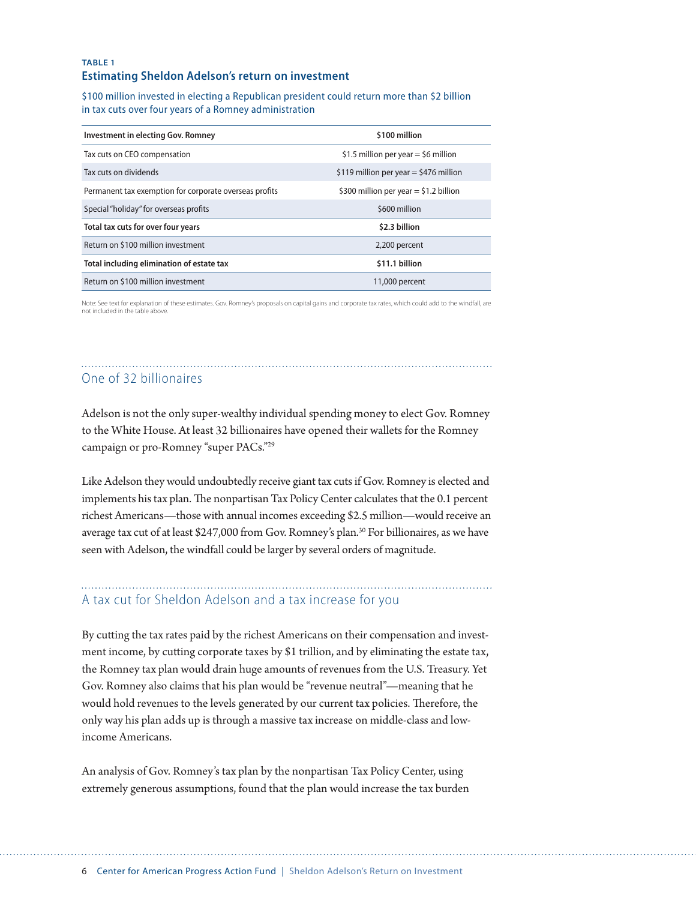**TABLE 1**

### Estimating Sheldon Adelson's return on investment

$100 million invested in electing a Republican president could return more than $2 billion in tax cuts over four years of a Romney administration

| Investment in electing Gov. Romney | $100 million |
|---|---|
| Tax cuts on CEO compensation | $1.5 million per year = $6 million |
| Tax cuts on dividends | $119 million per year = $476 million |
| Permanent tax exemption for corporate overseas profits | $300 million per year = $1.2 billion |
| Special "holiday" for overseas profits | $600 million |
| **Total tax cuts for over four years** | **$2.3 billion** |
| Return on $100 million investment | 2,200 percent |
| **Total including elimination of estate tax** | **$11.1 billion** |
| Return on $100 million investment | 11,000 percent |

Note: See text for explanation of these estimates. Gov. Romney's proposals on capital gains and corporate tax rates, which could add to the windfall, are not included in the table above.

## One of 32 billionaires

Adelson is not the only super-wealthy individual spending money to elect Gov. Romney to the White House. At least 32 billionaires have opened their wallets for the Romney campaign or pro-Romney "super PACs."[29]

Like Adelson they would undoubtedly receive giant tax cuts if Gov. Romney is elected and implements his tax plan. The nonpartisan Tax Policy Center calculates that the 0.1 percent richest Americans—those with annual incomes exceeding $2.5 million—would receive an average tax cut of at least $247,000 from Gov. Romney's plan.[30] For billionaires, as we have seen with Adelson, the windfall could be larger by several orders of magnitude.

## A tax cut for Sheldon Adelson and a tax increase for you

By cutting the tax rates paid by the richest Americans on their compensation and investment income, by cutting corporate taxes by $1 trillion, and by eliminating the estate tax, the Romney tax plan would drain huge amounts of revenues from the U.S. Treasury. Yet Gov. Romney also claims that his plan would be "revenue neutral"—meaning that he would hold revenues to the levels generated by our current tax policies. Therefore, the only way his plan adds up is through a massive tax increase on middle-class and low-income Americans.

An analysis of Gov. Romney's tax plan by the nonpartisan Tax Policy Center, using extremely generous assumptions, found that the plan would increase the tax burden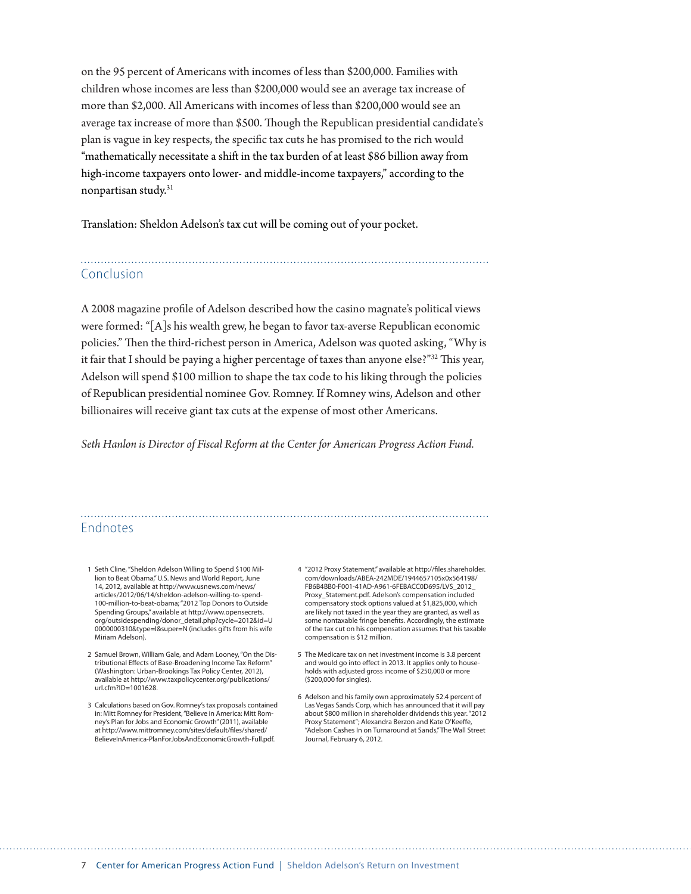on the 95 percent of Americans with incomes of less than $200,000. Families with children whose incomes are less than $200,000 would see an average tax increase of more than $2,000. All Americans with incomes of less than $200,000 would see an average tax increase of more than $500. Though the Republican presidential candidate's plan is vague in key respects, the specific tax cuts he has promised to the rich would "mathematically necessitate a shift in the tax burden of at least $86 billion away from high-income taxpayers onto lower- and middle-income taxpayers," according to the nonpartisan study.[31]

Translation: Sheldon Adelson's tax cut will be coming out of your pocket.

## Conclusion

A 2008 magazine profile of Adelson described how the casino magnate's political views were formed: "[A]s his wealth grew, he began to favor tax-averse Republican economic policies." Then the third-richest person in America, Adelson was quoted asking, "Why is it fair that I should be paying a higher percentage of taxes than anyone else?"[32] This year, Adelson will spend $100 million to shape the tax code to his liking through the policies of Republican presidential nominee Gov. Romney. If Romney wins, Adelson and other billionaires will receive giant tax cuts at the expense of most other Americans.

*Seth Hanlon is Director of Fiscal Reform at the Center for American Progress Action Fund.*

## Endnotes

1. Seth Cline, "Sheldon Adelson Willing to Spend $100 Million to Beat Obama," U.S. News and World Report, June 14, 2012, available at http://www.usnews.com/news/articles/2012/06/14/sheldon-adelson-willing-to-spend-100-million-to-beat-obama; "2012 Top Donors to Outside Spending Groups," available at http://www.opensecrets.org/outsidespending/donor_detail.php?cycle=2012&id=U0000000310&type=I&super=N (includes gifts from his wife Miriam Adelson).

2. Samuel Brown, William Gale, and Adam Looney, "On the Distributional Effects of Base-Broadening Income Tax Reform" (Washington: Urban-Brookings Tax Policy Center, 2012), available at http://www.taxpolicycenter.org/publications/url.cfm?ID=1001628.

3. Calculations based on Gov. Romney's tax proposals contained in: Mitt Romney for President, "Believe in America: Mitt Romney's Plan for Jobs and Economic Growth" (2011), available at http://www.mittromney.com/sites/default/files/shared/BelieveInAmerica-PlanForJobsAndEconomicGrowth-Full.pdf.

4. "2012 Proxy Statement," available at http://files.shareholder.com/downloads/ABEA-242MDE/1944657105x0x564198/FB6B4BB0-F001-41AD-A961-6FEBACC0D695/LVS_2012_Proxy_Statement.pdf. Adelson's compensation included compensatory stock options valued at $1,825,000, which are likely not taxed in the year they are granted, as well as some nontaxable fringe benefits. Accordingly, the estimate of the tax cut on his compensation assumes that his taxable compensation is $12 million.

5. The Medicare tax on net investment income is 3.8 percent and would go into effect in 2013. It applies only to households with adjusted gross income of $250,000 or more ($200,000 for singles).

6. Adelson and his family own approximately 52.4 percent of Las Vegas Sands Corp, which has announced that it will pay about $800 million in shareholder dividends this year. "2012 Proxy Statement"; Alexandra Berzon and Kate O'Keeffe, "Adelson Cashes In on Turnaround at Sands," The Wall Street Journal, February 6, 2012.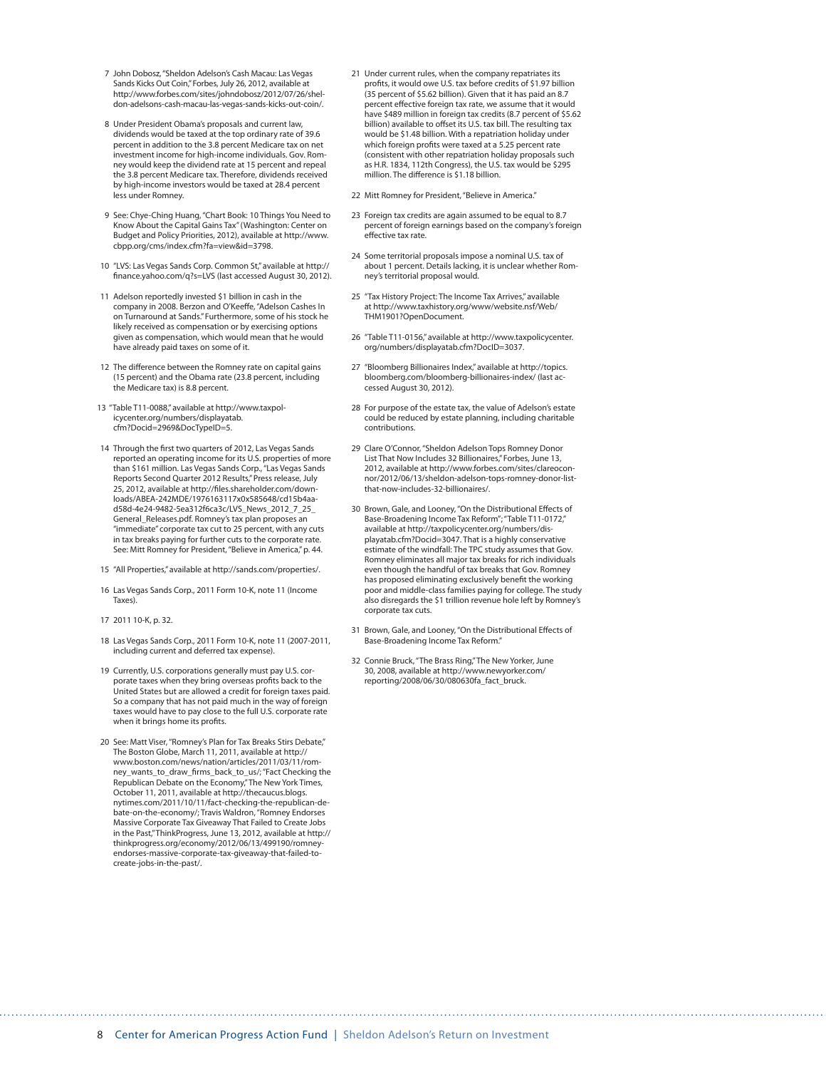7 John Dobosz, "Sheldon Adelson's Cash Macau: Las Vegas Sands Kicks Out Coin," Forbes, July 26, 2012, available at http://www.forbes.com/sites/johndobosz/2012/07/26/sheldon-adelsons-cash-macau-las-vegas-sands-kicks-out-coin/.

8 Under President Obama's proposals and current law, dividends would be taxed at the top ordinary rate of 39.6 percent in addition to the 3.8 percent Medicare tax on net investment income for high-income individuals. Gov. Romney would keep the dividend rate at 15 percent and repeal the 3.8 percent Medicare tax. Therefore, dividends received by high-income investors would be taxed at 28.4 percent less under Romney.

9 See: Chye-Ching Huang, "Chart Book: 10 Things You Need to Know About the Capital Gains Tax" (Washington: Center on Budget and Policy Priorities, 2012), available at http://www.cbpp.org/cms/index.cfm?fa=view&id=3798.

10 "LVS: Las Vegas Sands Corp. Common St," available at http://finance.yahoo.com/q?s=LVS (last accessed August 30, 2012).

11 Adelson reportedly invested $1 billion in cash in the company in 2008. Berzon and O'Keeffe, "Adelson Cashes In on Turnaround at Sands." Furthermore, some of his stock he likely received as compensation or by exercising options given as compensation, which would mean that he would have already paid taxes on some of it.

12 The difference between the Romney rate on capital gains (15 percent) and the Obama rate (23.8 percent, including the Medicare tax) is 8.8 percent.

13 "Table T11-0088," available at http://www.taxpolicycenter.org/numbers/displayatab.cfm?Docid=2969&DocTypeID=5.

14 Through the first two quarters of 2012, Las Vegas Sands reported an operating income for its U.S. properties of more than $161 million. Las Vegas Sands Corp., "Las Vegas Sands Reports Second Quarter 2012 Results," Press release, July 25, 2012, available at http://files.shareholder.com/downloads/ABEA-242MDE/1976163117x0x585648/cd15b4aad58d-4e24-9482-5ea312f6ca3c/LVS_News_2012_7_25_General_Releases.pdf. Romney's tax plan proposes an "immediate" corporate tax cut to 25 percent, with any cuts in tax breaks paying for further cuts to the corporate rate. See: Mitt Romney for President, "Believe in America," p. 44.

15 "All Properties," available at http://sands.com/properties/.

16 Las Vegas Sands Corp., 2011 Form 10-K, note 11 (Income Taxes).

17 2011 10-K, p. 32.

18 Las Vegas Sands Corp., 2011 Form 10-K, note 11 (2007-2011, including current and deferred tax expense).

19 Currently, U.S. corporations generally must pay U.S. corporate taxes when they bring overseas profits back to the United States but are allowed a credit for foreign taxes paid. So a company that has not paid much in the way of foreign taxes would have to pay close to the full U.S. corporate rate when it brings home its profits.

20 See: Matt Viser, "Romney's Plan for Tax Breaks Stirs Debate," The Boston Globe, March 11, 2011, available at http://www.boston.com/news/nation/articles/2011/03/11/romney_wants_to_draw_firms_back_to_us/; "Fact Checking the Republican Debate on the Economy," The New York Times, October 11, 2011, available at http://thecaucus.blogs.nytimes.com/2011/10/11/fact-checking-the-republican-debate-on-the-economy/; Travis Waldron, "Romney Endorses Massive Corporate Tax Giveaway That Failed to Create Jobs in the Past," ThinkProgress, June 13, 2012, available at http://thinkprogress.org/economy/2012/06/13/499190/romney-endorses-massive-corporate-tax-giveaway-that-failed-to-create-jobs-in-the-past/.

21 Under current rules, when the company repatriates its profits, it would owe U.S. tax before credits of $1.97 billion (35 percent of $5.62 billion). Given that it has paid an 8.7 percent effective foreign tax rate, we assume that it would have $489 million in foreign tax credits (8.7 percent of $5.62 billion) available to offset its U.S. tax bill. The resulting tax would be $1.48 billion. With a repatriation holiday under which foreign profits were taxed at a 5.25 percent rate (consistent with other repatriation holiday proposals such as H.R. 1834, 112th Congress), the U.S. tax would be $295 million. The difference is $1.18 billion.

22 Mitt Romney for President, "Believe in America."

23 Foreign tax credits are again assumed to be equal to 8.7 percent of foreign earnings based on the company's foreign effective tax rate.

24 Some territorial proposals impose a nominal U.S. tax of about 1 percent. Details lacking, it is unclear whether Romney's territorial proposal would.

25 "Tax History Project: The Income Tax Arrives," available at http://www.taxhistory.org/www/website.nsf/Web/THM1901?OpenDocument.

26 "Table T11-0156," available at http://www.taxpolicycenter.org/numbers/displayatab.cfm?DocID=3037.

27 "Bloomberg Billionaires Index," available at http://topics.bloomberg.com/bloomberg-billionaires-index/ (last accessed August 30, 2012).

28 For purpose of the estate tax, the value of Adelson's estate could be reduced by estate planning, including charitable contributions.

29 Clare O'Connor, "Sheldon Adelson Tops Romney Donor List That Now Includes 32 Billionaires," Forbes, June 13, 2012, available at http://www.forbes.com/sites/clareoconnor/2012/06/13/sheldon-adelson-tops-romney-donor-list-that-now-includes-32-billionaires/.

30 Brown, Gale, and Looney, "On the Distributional Effects of Base-Broadening Income Tax Reform"; "Table T11-0172," available at http://taxpolicycenter.org/numbers/displayatab.cfm?Docid=3047. That is a highly conservative estimate of the windfall: The TPC study assumes that Gov. Romney eliminates all major tax breaks for rich individuals even though the handful of tax breaks that Gov. Romney has proposed eliminating exclusively benefit the working poor and middle-class families paying for college. The study also disregards the $1 trillion revenue hole left by Romney's corporate tax cuts.

31 Brown, Gale, and Looney, "On the Distributional Effects of Base-Broadening Income Tax Reform."

32 Connie Bruck, "The Brass Ring," The New Yorker, June 30, 2008, available at http://www.newyorker.com/reporting/2008/06/30/080630fa_fact_bruck.